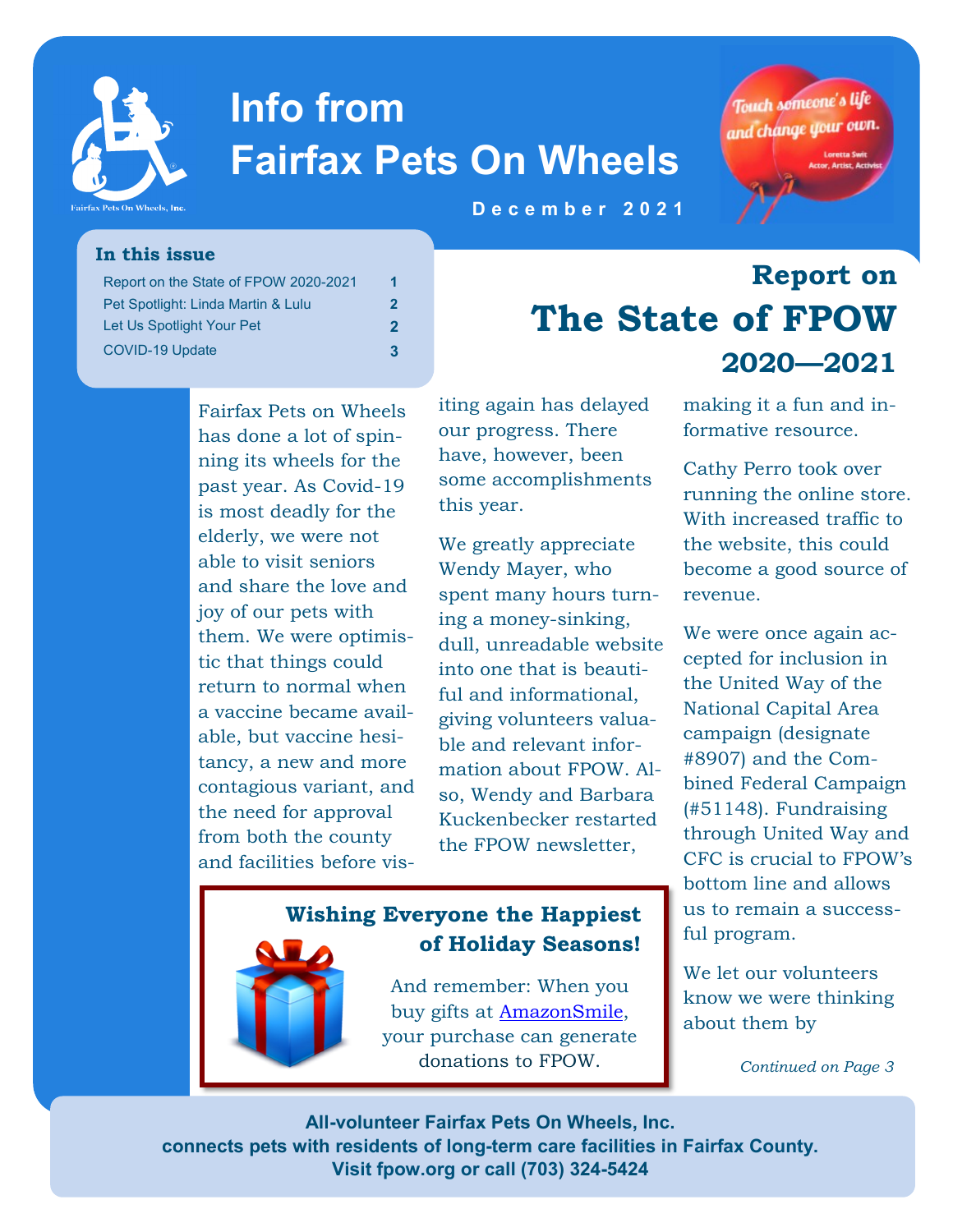# Info from Fairfax Pets On Wheels

December 2021

*Touch someone's life and change your own.*
Loretta Swit
Actor, Artist, Activist

### In this issue

| | |
|---|---|
| Report on the State of FPOW 2020-2021 | 1 |
| Pet Spotlight: Linda Martin & Lulu | 2 |
| Let Us Spotlight Your Pet | 2 |
| COVID-19 Update | 3 |

## Report on The State of FPOW 2020—2021

Fairfax Pets on Wheels has done a lot of spinning its wheels for the past year. As Covid-19 is most deadly for the elderly, we were not able to visit seniors and share the love and joy of our pets with them. We were optimistic that things could return to normal when a vaccine became available, but vaccine hesitancy, a new and more contagious variant, and the need for approval from both the county and facilities before visiting again has delayed our progress. There have, however, been some accomplishments this year.

We greatly appreciate Wendy Mayer, who spent many hours turning a money-sinking, dull, unreadable website into one that is beautiful and informational, giving volunteers valuable and relevant information about FPOW. Also, Wendy and Barbara Kuckenbecker restarted the FPOW newsletter, making it a fun and informative resource.

Cathy Perro took over running the online store. With increased traffic to the website, this could become a good source of revenue.

We were once again accepted for inclusion in the United Way of the National Capital Area campaign (designate #8907) and the Combined Federal Campaign (#51148). Fundraising through United Way and CFC is crucial to FPOW's bottom line and allows us to remain a successful program.

We let our volunteers know we were thinking about them by

*Continued on Page 3*

### Wishing Everyone the Happiest of Holiday Seasons!

And remember: When you buy gifts at AmazonSmile, your purchase can generate donations to FPOW.

**All-volunteer Fairfax Pets On Wheels, Inc. connects pets with residents of long-term care facilities in Fairfax County. Visit fpow.org or call (703) 324-5424**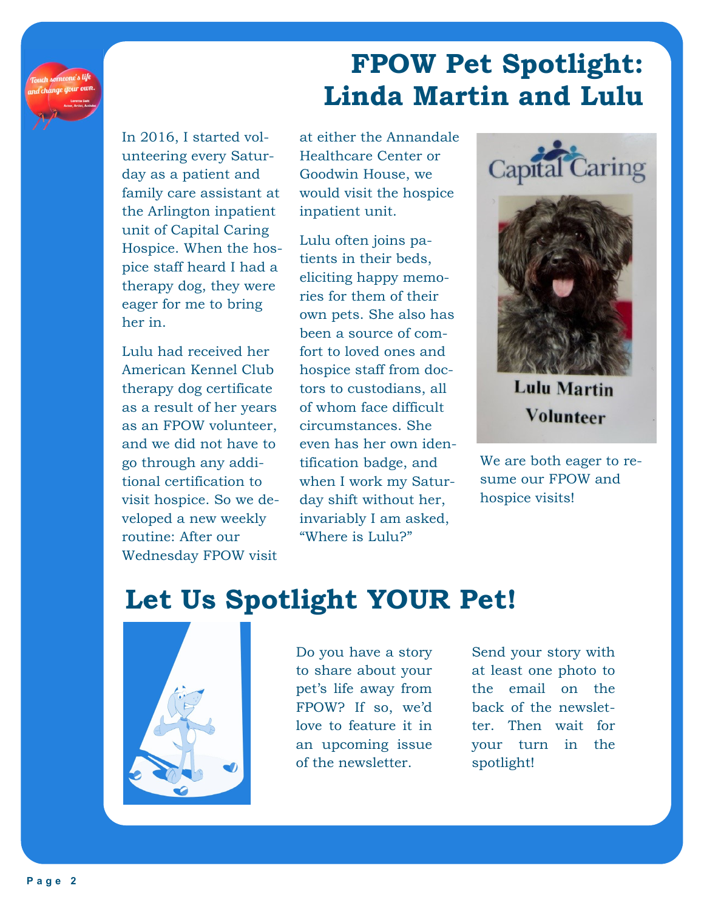# FPOW Pet Spotlight: Linda Martin and Lulu

In 2016, I started volunteering every Saturday as a patient and family care assistant at the Arlington inpatient unit of Capital Caring Hospice. When the hospice staff heard I had a therapy dog, they were eager for me to bring her in.

Lulu had received her American Kennel Club therapy dog certificate as a result of her years as an FPOW volunteer, and we did not have to go through any additional certification to visit hospice. So we developed a new weekly routine: After our Wednesday FPOW visit at either the Annandale Healthcare Center or Goodwin House, we would visit the hospice inpatient unit.

Lulu often joins patients in their beds, eliciting happy memories for them of their own pets. She also has been a source of comfort to loved ones and hospice staff from doctors to custodians, all of whom face difficult circumstances. She even has her own identification badge, and when I work my Saturday shift without her, invariably I am asked, "Where is Lulu?"

We are both eager to resume our FPOW and hospice visits!

# Let Us Spotlight YOUR Pet!

Do you have a story to share about your pet's life away from FPOW? If so, we'd love to feature it in an upcoming issue of the newsletter.

Send your story with at least one photo to the email on the back of the newsletter. Then wait for your turn in the spotlight!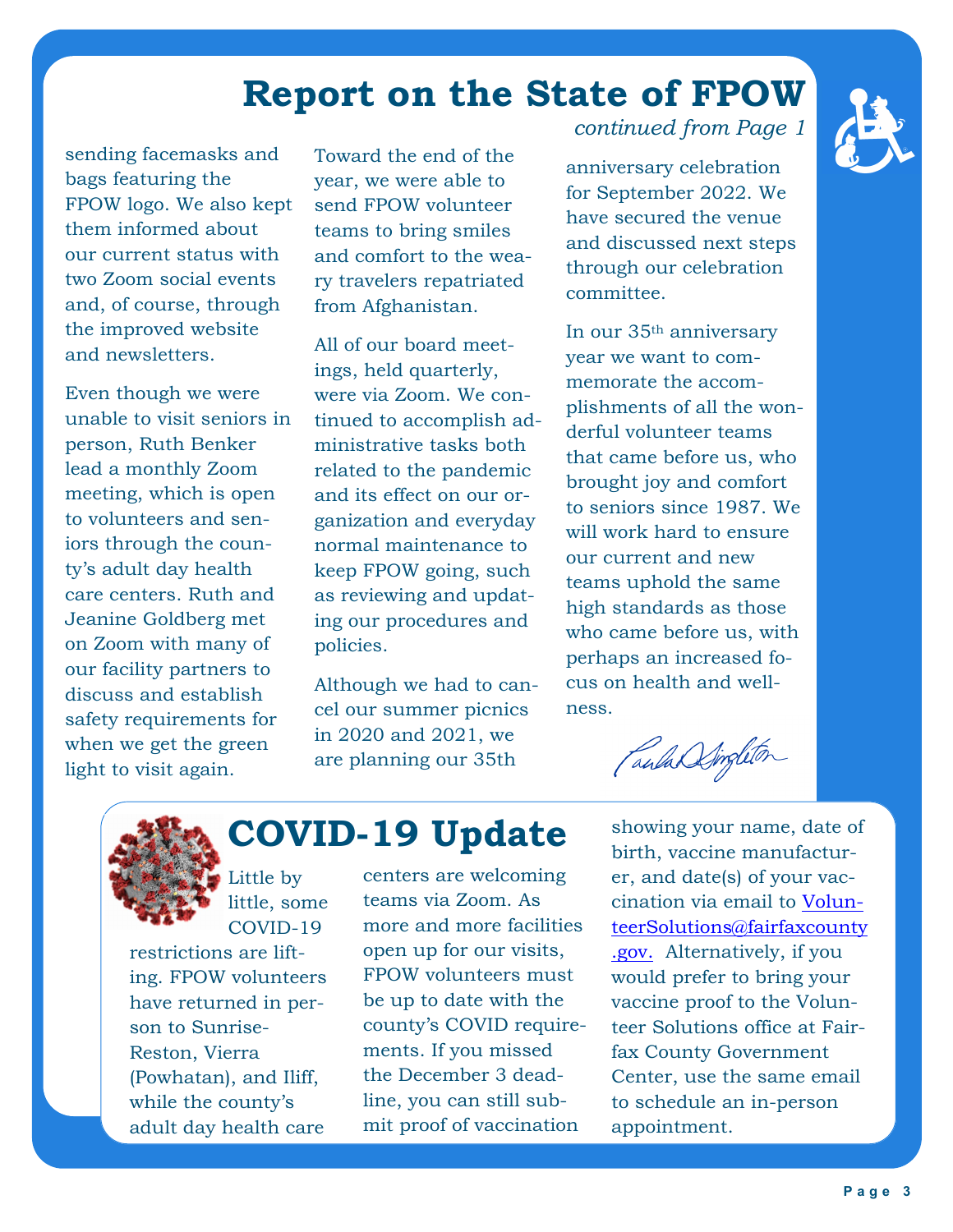# Report on the State of FPOW

*continued from Page 1*

sending facemasks and bags featuring the FPOW logo. We also kept them informed about our current status with two Zoom social events and, of course, through the improved website and newsletters.

Even though we were unable to visit seniors in person, Ruth Benker lead a monthly Zoom meeting, which is open to volunteers and seniors through the county's adult day health care centers. Ruth and Jeanine Goldberg met on Zoom with many of our facility partners to discuss and establish safety requirements for when we get the green light to visit again.

Toward the end of the year, we were able to send FPOW volunteer teams to bring smiles and comfort to the weary travelers repatriated from Afghanistan.

All of our board meetings, held quarterly, were via Zoom. We continued to accomplish administrative tasks both related to the pandemic and its effect on our organization and everyday normal maintenance to keep FPOW going, such as reviewing and updating our procedures and policies.

Although we had to cancel our summer picnics in 2020 and 2021, we are planning our 35th anniversary celebration for September 2022. We have secured the venue and discussed next steps through our celebration committee.

In our 35th anniversary year we want to commemorate the accomplishments of all the wonderful volunteer teams that came before us, who brought joy and comfort to seniors since 1987. We will work hard to ensure our current and new teams uphold the same high standards as those who came before us, with perhaps an increased focus on health and wellness.

*Paula D Singleton*

# COVID-19 Update

Little by little, some COVID-19 restrictions are lifting. FPOW volunteers have returned in person to Sunrise-Reston, Vierra (Powhatan), and Iliff, while the county's adult day health care centers are welcoming teams via Zoom. As more and more facilities open up for our visits, FPOW volunteers must be up to date with the county's COVID requirements. If you missed the December 3 deadline, you can still submit proof of vaccination showing your name, date of birth, vaccine manufacturer, and date(s) of your vaccination via email to VolunteerSolutions@fairfaxcounty.gov. Alternatively, if you would prefer to bring your vaccine proof to the Volunteer Solutions office at Fairfax County Government Center, use the same email to schedule an in-person appointment.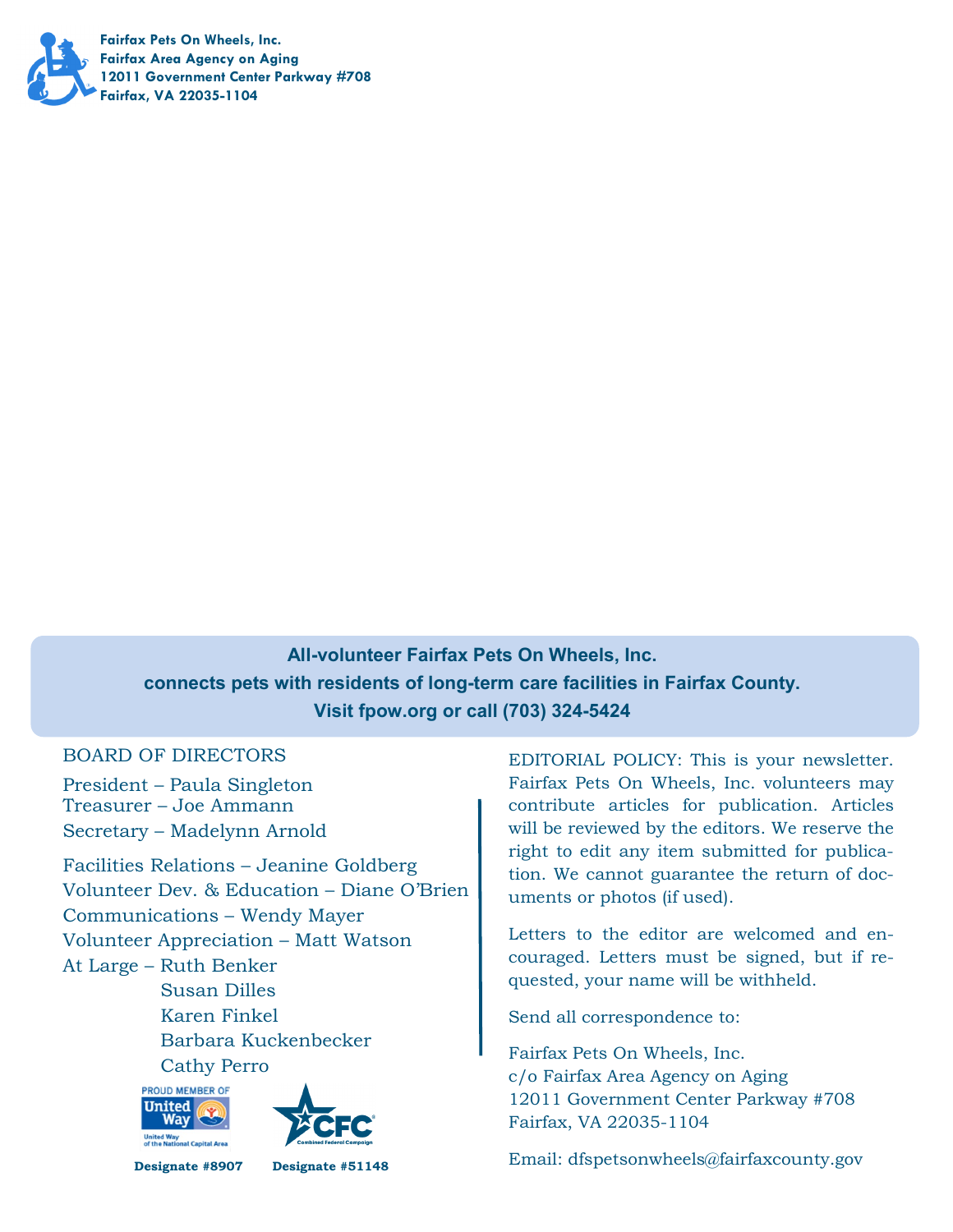**Fairfax Pets On Wheels, Inc.**
**Fairfax Area Agency on Aging**
**12011 Government Center Parkway #708**
**Fairfax, VA 22035-1104**

**All-volunteer Fairfax Pets On Wheels, Inc.**
**connects pets with residents of long-term care facilities in Fairfax County.**
**Visit fpow.org or call (703) 324-5424**

BOARD OF DIRECTORS

President – Paula Singleton
Treasurer – Joe Ammann
Secretary – Madelynn Arnold

Facilities Relations – Jeanine Goldberg
Volunteer Dev. & Education – Diane O'Brien
Communications – Wendy Mayer
Volunteer Appreciation – Matt Watson
At Large – Ruth Benker
Susan Dilles
Karen Finkel
Barbara Kuckenbecker
Cathy Perro

PROUD MEMBER OF United Way
United Way of the National Capital Area
**Designate #8907**

CFC Combined Federal Campaign
**Designate #51148**

EDITORIAL POLICY: This is your newsletter. Fairfax Pets On Wheels, Inc. volunteers may contribute articles for publication. Articles will be reviewed by the editors. We reserve the right to edit any item submitted for publication. We cannot guarantee the return of documents or photos (if used).

Letters to the editor are welcomed and encouraged. Letters must be signed, but if requested, your name will be withheld.

Send all correspondence to:

Fairfax Pets On Wheels, Inc.
c/o Fairfax Area Agency on Aging
12011 Government Center Parkway #708
Fairfax, VA 22035-1104

Email: dfspetsonwheels@fairfaxcounty.gov